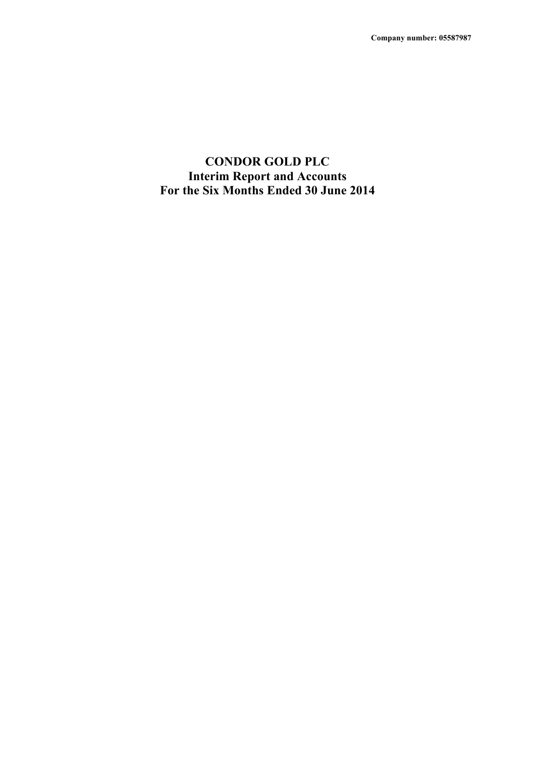**Company number: 05587987**

# CONDOR GOLD PLC
## Interim Report and Accounts
## For the Six Months Ended 30 June 2014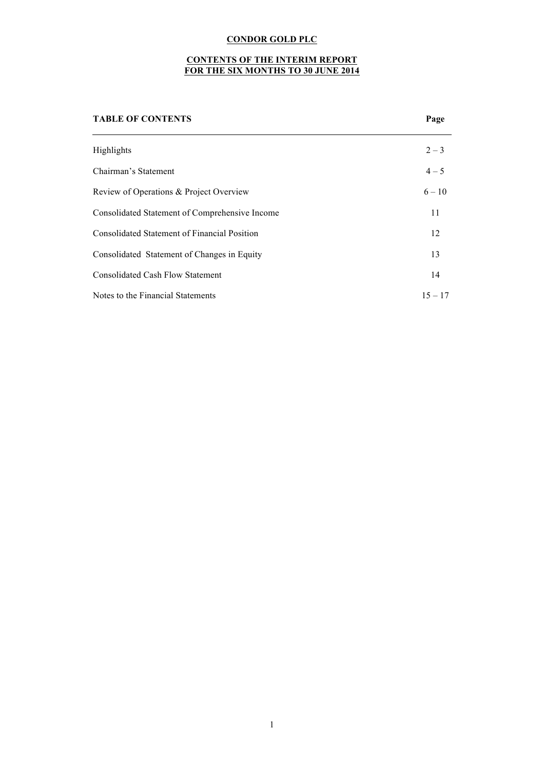# CONDOR GOLD PLC

## CONTENTS OF THE INTERIM REPORT FOR THE SIX MONTHS TO 30 JUNE 2014

| TABLE OF CONTENTS | Page |
| --- | --- |
| Highlights | 2 – 3 |
| Chairman's Statement | 4 – 5 |
| Review of Operations & Project Overview | 6 – 10 |
| Consolidated Statement of Comprehensive Income | 11 |
| Consolidated Statement of Financial Position | 12 |
| Consolidated Statement of Changes in Equity | 13 |
| Consolidated Cash Flow Statement | 14 |
| Notes to the Financial Statements | 15 – 17 |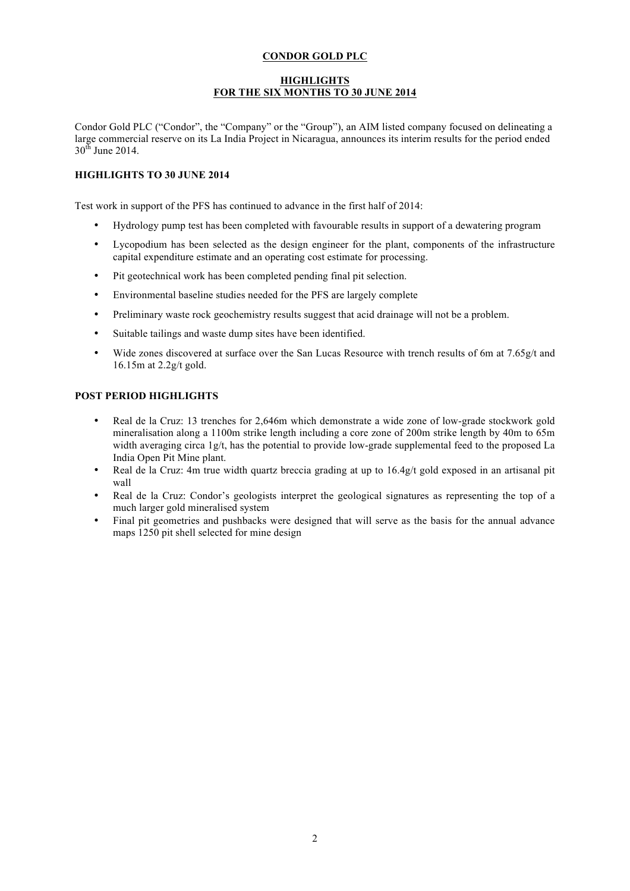**CONDOR GOLD PLC**

**HIGHLIGHTS**
**FOR THE SIX MONTHS TO 30 JUNE 2014**

Condor Gold PLC ("Condor", the "Company" or the "Group"), an AIM listed company focused on delineating a large commercial reserve on its La India Project in Nicaragua, announces its interim results for the period ended 30th June 2014.

**HIGHLIGHTS TO 30 JUNE 2014**

Test work in support of the PFS has continued to advance in the first half of 2014:

- Hydrology pump test has been completed with favourable results in support of a dewatering program
- Lycopodium has been selected as the design engineer for the plant, components of the infrastructure capital expenditure estimate and an operating cost estimate for processing.
- Pit geotechnical work has been completed pending final pit selection.
- Environmental baseline studies needed for the PFS are largely complete
- Preliminary waste rock geochemistry results suggest that acid drainage will not be a problem.
- Suitable tailings and waste dump sites have been identified.
- Wide zones discovered at surface over the San Lucas Resource with trench results of 6m at 7.65g/t and 16.15m at 2.2g/t gold.

**POST PERIOD HIGHLIGHTS**

- Real de la Cruz: 13 trenches for 2,646m which demonstrate a wide zone of low-grade stockwork gold mineralisation along a 1100m strike length including a core zone of 200m strike length by 40m to 65m width averaging circa 1g/t, has the potential to provide low-grade supplemental feed to the proposed La India Open Pit Mine plant.
- Real de la Cruz: 4m true width quartz breccia grading at up to 16.4g/t gold exposed in an artisanal pit wall
- Real de la Cruz: Condor's geologists interpret the geological signatures as representing the top of a much larger gold mineralised system
- Final pit geometries and pushbacks were designed that will serve as the basis for the annual advance maps 1250 pit shell selected for mine design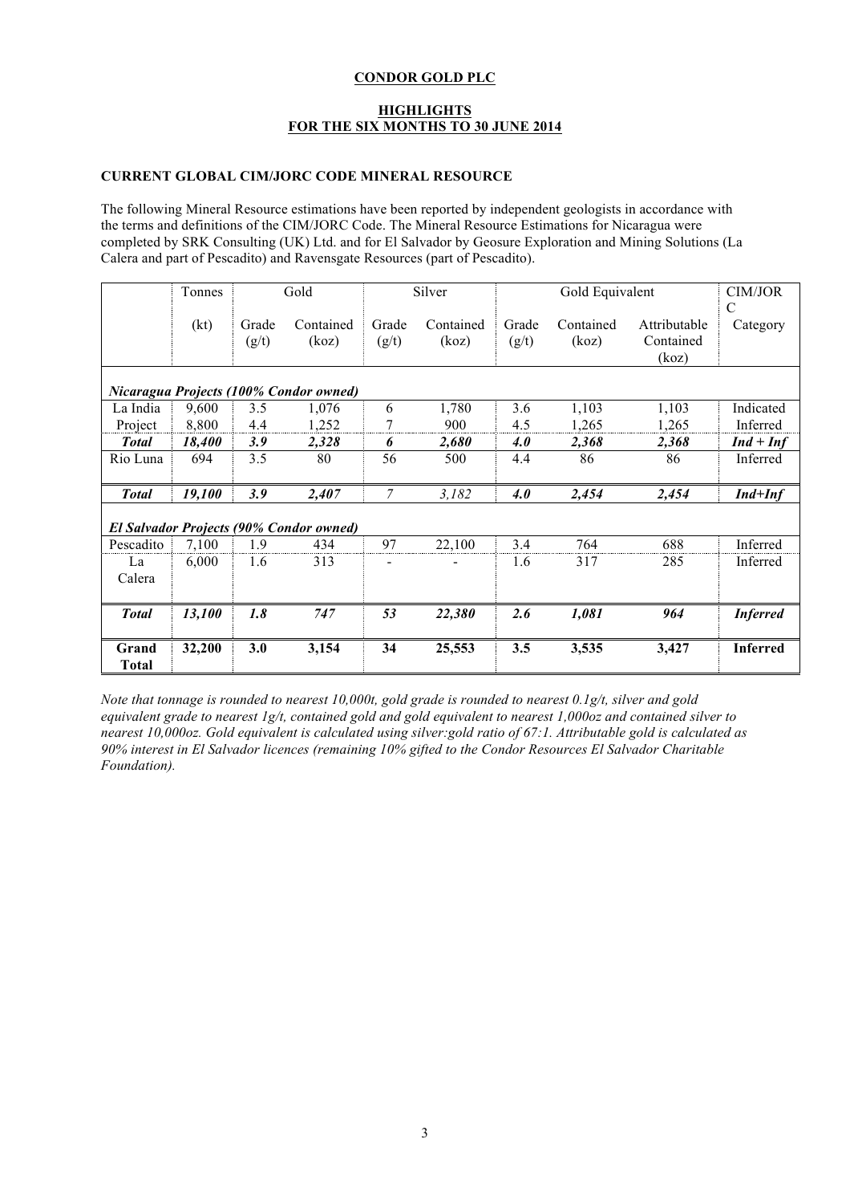**CONDOR GOLD PLC**

**HIGHLIGHTS**
**FOR THE SIX MONTHS TO 30 JUNE 2014**

**CURRENT GLOBAL CIM/JORC CODE MINERAL RESOURCE**

The following Mineral Resource estimations have been reported by independent geologists in accordance with the terms and definitions of the CIM/JORC Code. The Mineral Resource Estimations for Nicaragua were completed by SRK Consulting (UK) Ltd. and for El Salvador by Geosure Exploration and Mining Solutions (La Calera and part of Pescadito) and Ravensgate Resources (part of Pescadito).

| | Tonnes | Gold | | Silver | | Gold Equivalent | | | CIM/JORC |
|---|---|---|---|---|---|---|---|---|---|
| | (kt) | Grade (g/t) | Contained (koz) | Grade (g/t) | Contained (koz) | Grade (g/t) | Contained (koz) | Attributable Contained (koz) | Category |
| ***Nicaragua Projects (100% Condor owned)*** | | | | | | | | | |
| La India | 9,600 | 3.5 | 1,076 | 6 | 1,780 | 3.6 | 1,103 | 1,103 | Indicated |
| Project | 8,800 | 4.4 | 1,252 | 7 | 900 | 4.5 | 1,265 | 1,265 | Inferred |
| ***Total*** | ***18,400*** | ***3.9*** | ***2,328*** | ***6*** | ***2,680*** | ***4.0*** | ***2,368*** | ***2,368*** | ***Ind + Inf*** |
| Rio Luna | 694 | 3.5 | 80 | 56 | 500 | 4.4 | 86 | 86 | Inferred |
| ***Total*** | ***19,100*** | ***3.9*** | ***2,407*** | *7* | *3,182* | ***4.0*** | ***2,454*** | ***2,454*** | ***Ind+Inf*** |
| ***El Salvador Projects (90% Condor owned)*** | | | | | | | | | |
| Pescadito | 7,100 | 1.9 | 434 | 97 | 22,100 | 3.4 | 764 | 688 | Inferred |
| La Calera | 6,000 | 1.6 | 313 | - | - | 1.6 | 317 | 285 | Inferred |
| ***Total*** | ***13,100*** | ***1.8*** | ***747*** | ***53*** | ***22,380*** | ***2.6*** | ***1,081*** | ***964*** | ***Inferred*** |
| **Grand Total** | **32,200** | **3.0** | **3,154** | **34** | **25,553** | **3.5** | **3,535** | **3,427** | **Inferred** |

*Note that tonnage is rounded to nearest 10,000t, gold grade is rounded to nearest 0.1g/t, silver and gold equivalent grade to nearest 1g/t, contained gold and gold equivalent to nearest 1,000oz and contained silver to nearest 10,000oz. Gold equivalent is calculated using silver:gold ratio of 67:1. Attributable gold is calculated as 90% interest in El Salvador licences (remaining 10% gifted to the Condor Resources El Salvador Charitable Foundation).*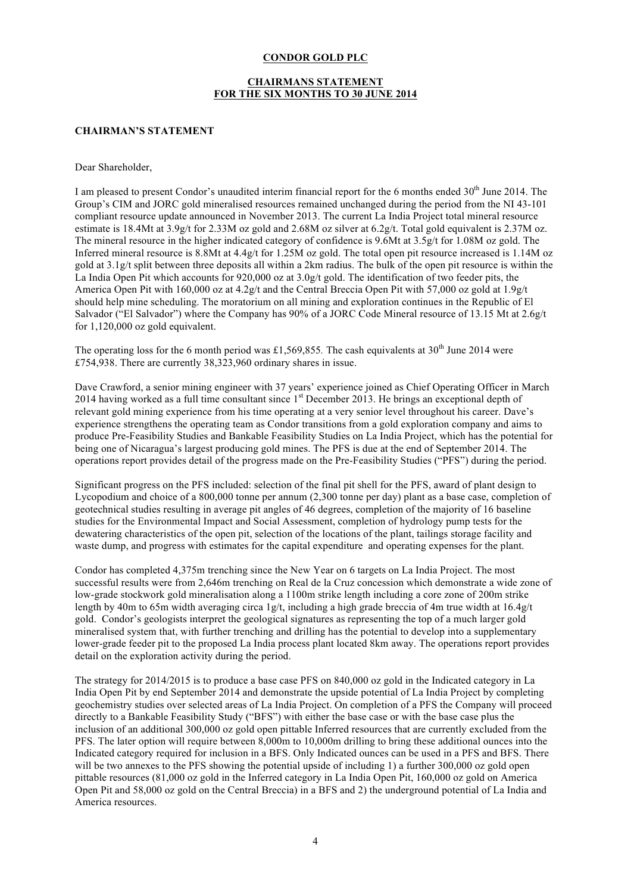**CONDOR GOLD PLC**

**CHAIRMANS STATEMENT**
**FOR THE SIX MONTHS TO 30 JUNE 2014**

**CHAIRMAN'S STATEMENT**

Dear Shareholder,

I am pleased to present Condor's unaudited interim financial report for the 6 months ended 30th June 2014. The Group's CIM and JORC gold mineralised resources remained unchanged during the period from the NI 43-101 compliant resource update announced in November 2013. The current La India Project total mineral resource estimate is 18.4Mt at 3.9g/t for 2.33M oz gold and 2.68M oz silver at 6.2g/t. Total gold equivalent is 2.37M oz. The mineral resource in the higher indicated category of confidence is 9.6Mt at 3.5g/t for 1.08M oz gold. The Inferred mineral resource is 8.8Mt at 4.4g/t for 1.25M oz gold. The total open pit resource increased is 1.14M oz gold at 3.1g/t split between three deposits all within a 2km radius. The bulk of the open pit resource is within the La India Open Pit which accounts for 920,000 oz at 3.0g/t gold. The identification of two feeder pits, the America Open Pit with 160,000 oz at 4.2g/t and the Central Breccia Open Pit with 57,000 oz gold at 1.9g/t should help mine scheduling. The moratorium on all mining and exploration continues in the Republic of El Salvador ("El Salvador") where the Company has 90% of a JORC Code Mineral resource of 13.15 Mt at 2.6g/t for 1,120,000 oz gold equivalent.

The operating loss for the 6 month period was £1,569,855. The cash equivalents at 30th June 2014 were £754,938. There are currently 38,323,960 ordinary shares in issue.

Dave Crawford, a senior mining engineer with 37 years' experience joined as Chief Operating Officer in March 2014 having worked as a full time consultant since 1st December 2013. He brings an exceptional depth of relevant gold mining experience from his time operating at a very senior level throughout his career. Dave's experience strengthens the operating team as Condor transitions from a gold exploration company and aims to produce Pre-Feasibility Studies and Bankable Feasibility Studies on La India Project, which has the potential for being one of Nicaragua's largest producing gold mines. The PFS is due at the end of September 2014. The operations report provides detail of the progress made on the Pre-Feasibility Studies ("PFS") during the period.

Significant progress on the PFS included: selection of the final pit shell for the PFS, award of plant design to Lycopodium and choice of a 800,000 tonne per annum (2,300 tonne per day) plant as a base case, completion of geotechnical studies resulting in average pit angles of 46 degrees, completion of the majority of 16 baseline studies for the Environmental Impact and Social Assessment, completion of hydrology pump tests for the dewatering characteristics of the open pit, selection of the locations of the plant, tailings storage facility and waste dump, and progress with estimates for the capital expenditure and operating expenses for the plant.

Condor has completed 4,375m trenching since the New Year on 6 targets on La India Project. The most successful results were from 2,646m trenching on Real de la Cruz concession which demonstrate a wide zone of low-grade stockwork gold mineralisation along a 1100m strike length including a core zone of 200m strike length by 40m to 65m width averaging circa 1g/t, including a high grade breccia of 4m true width at 16.4g/t gold. Condor's geologists interpret the geological signatures as representing the top of a much larger gold mineralised system that, with further trenching and drilling has the potential to develop into a supplementary lower-grade feeder pit to the proposed La India process plant located 8km away. The operations report provides detail on the exploration activity during the period.

The strategy for 2014/2015 is to produce a base case PFS on 840,000 oz gold in the Indicated category in La India Open Pit by end September 2014 and demonstrate the upside potential of La India Project by completing geochemistry studies over selected areas of La India Project. On completion of a PFS the Company will proceed directly to a Bankable Feasibility Study ("BFS") with either the base case or with the base case plus the inclusion of an additional 300,000 oz gold open pittable Inferred resources that are currently excluded from the PFS. The later option will require between 8,000m to 10,000m drilling to bring these additional ounces into the Indicated category required for inclusion in a BFS. Only Indicated ounces can be used in a PFS and BFS. There will be two annexes to the PFS showing the potential upside of including 1) a further 300,000 oz gold open pittable resources (81,000 oz gold in the Inferred category in La India Open Pit, 160,000 oz gold on America Open Pit and 58,000 oz gold on the Central Breccia) in a BFS and 2) the underground potential of La India and America resources.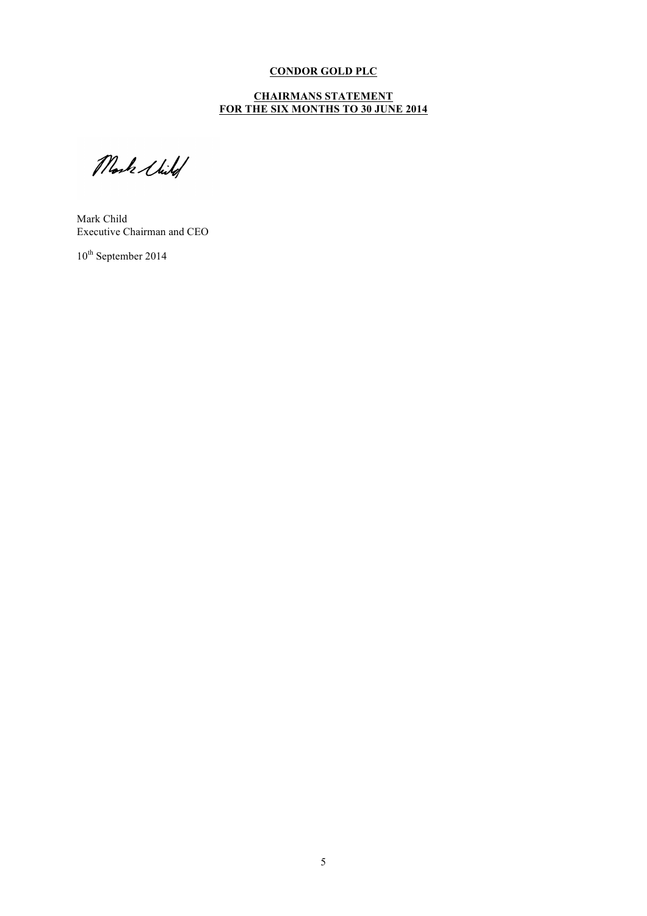**CONDOR GOLD PLC**

**CHAIRMANS STATEMENT**
**FOR THE SIX MONTHS TO 30 JUNE 2014**

Mark Child
Executive Chairman and CEO

10th September 2014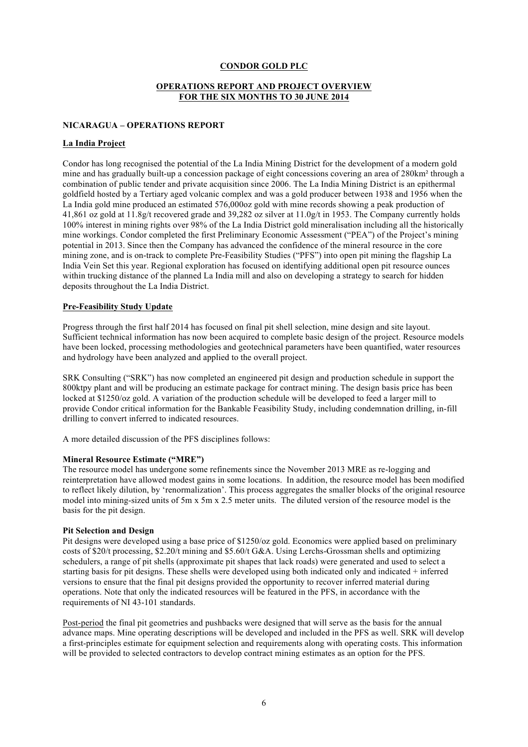**CONDOR GOLD PLC**

**OPERATIONS REPORT AND PROJECT OVERVIEW FOR THE SIX MONTHS TO 30 JUNE 2014**

## NICARAGUA – OPERATIONS REPORT

### La India Project

Condor has long recognised the potential of the La India Mining District for the development of a modern gold mine and has gradually built-up a concession package of eight concessions covering an area of 280km² through a combination of public tender and private acquisition since 2006. The La India Mining District is an epithermal goldfield hosted by a Tertiary aged volcanic complex and was a gold producer between 1938 and 1956 when the La India gold mine produced an estimated 576,000oz gold with mine records showing a peak production of 41,861 oz gold at 11.8g/t recovered grade and 39,282 oz silver at 11.0g/t in 1953. The Company currently holds 100% interest in mining rights over 98% of the La India District gold mineralisation including all the historically mine workings. Condor completed the first Preliminary Economic Assessment ("PEA") of the Project's mining potential in 2013. Since then the Company has advanced the confidence of the mineral resource in the core mining zone, and is on-track to complete Pre-Feasibility Studies ("PFS") into open pit mining the flagship La India Vein Set this year. Regional exploration has focused on identifying additional open pit resource ounces within trucking distance of the planned La India mill and also on developing a strategy to search for hidden deposits throughout the La India District.

### Pre-Feasibility Study Update

Progress through the first half 2014 has focused on final pit shell selection, mine design and site layout. Sufficient technical information has now been acquired to complete basic design of the project. Resource models have been locked, processing methodologies and geotechnical parameters have been quantified, water resources and hydrology have been analyzed and applied to the overall project.

SRK Consulting ("SRK") has now completed an engineered pit design and production schedule in support the 800ktpy plant and will be producing an estimate package for contract mining. The design basis price has been locked at $1250/oz gold. A variation of the production schedule will be developed to feed a larger mill to provide Condor critical information for the Bankable Feasibility Study, including condemnation drilling, in-fill drilling to convert inferred to indicated resources.

A more detailed discussion of the PFS disciplines follows:

**Mineral Resource Estimate ("MRE")**

The resource model has undergone some refinements since the November 2013 MRE as re-logging and reinterpretation have allowed modest gains in some locations. In addition, the resource model has been modified to reflect likely dilution, by 'renormalization'. This process aggregates the smaller blocks of the original resource model into mining-sized units of 5m x 5m x 2.5 meter units. The diluted version of the resource model is the basis for the pit design.

**Pit Selection and Design**

Pit designs were developed using a base price of $1250/oz gold. Economics were applied based on preliminary costs of $20/t processing, $2.20/t mining and $5.60/t G&A. Using Lerchs-Grossman shells and optimizing schedulers, a range of pit shells (approximate pit shapes that lack roads) were generated and used to select a starting basis for pit designs. These shells were developed using both indicated only and indicated + inferred versions to ensure that the final pit designs provided the opportunity to recover inferred material during operations. Note that only the indicated resources will be featured in the PFS, in accordance with the requirements of NI 43-101 standards.

<u>Post-period</u> the final pit geometries and pushbacks were designed that will serve as the basis for the annual advance maps. Mine operating descriptions will be developed and included in the PFS as well. SRK will develop a first-principles estimate for equipment selection and requirements along with operating costs. This information will be provided to selected contractors to develop contract mining estimates as an option for the PFS.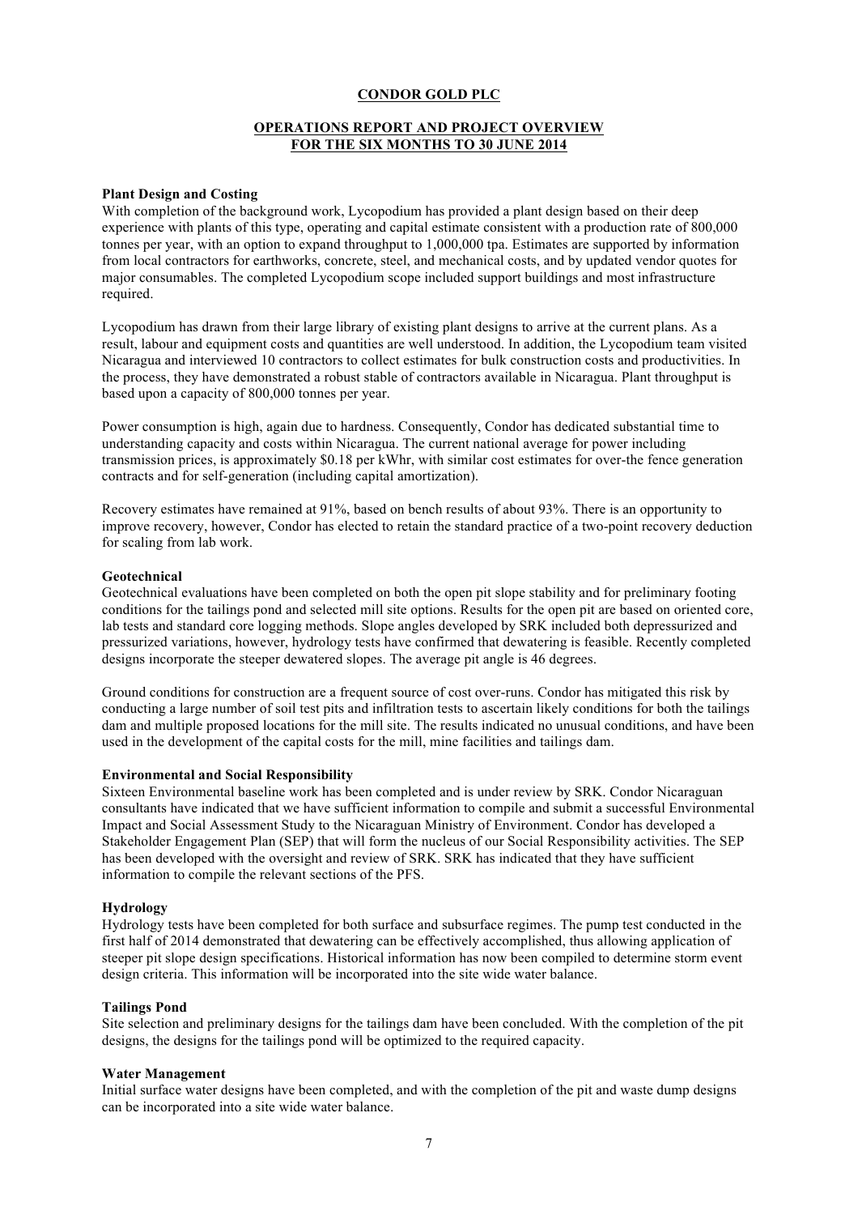**CONDOR GOLD PLC**

**OPERATIONS REPORT AND PROJECT OVERVIEW FOR THE SIX MONTHS TO 30 JUNE 2014**

**Plant Design and Costing**

With completion of the background work, Lycopodium has provided a plant design based on their deep experience with plants of this type, operating and capital estimate consistent with a production rate of 800,000 tonnes per year, with an option to expand throughput to 1,000,000 tpa. Estimates are supported by information from local contractors for earthworks, concrete, steel, and mechanical costs, and by updated vendor quotes for major consumables. The completed Lycopodium scope included support buildings and most infrastructure required.

Lycopodium has drawn from their large library of existing plant designs to arrive at the current plans. As a result, labour and equipment costs and quantities are well understood. In addition, the Lycopodium team visited Nicaragua and interviewed 10 contractors to collect estimates for bulk construction costs and productivities. In the process, they have demonstrated a robust stable of contractors available in Nicaragua. Plant throughput is based upon a capacity of 800,000 tonnes per year.

Power consumption is high, again due to hardness. Consequently, Condor has dedicated substantial time to understanding capacity and costs within Nicaragua. The current national average for power including transmission prices, is approximately $0.18 per kWhr, with similar cost estimates for over-the fence generation contracts and for self-generation (including capital amortization).

Recovery estimates have remained at 91%, based on bench results of about 93%. There is an opportunity to improve recovery, however, Condor has elected to retain the standard practice of a two-point recovery deduction for scaling from lab work.

**Geotechnical**

Geotechnical evaluations have been completed on both the open pit slope stability and for preliminary footing conditions for the tailings pond and selected mill site options. Results for the open pit are based on oriented core, lab tests and standard core logging methods. Slope angles developed by SRK included both depressurized and pressurized variations, however, hydrology tests have confirmed that dewatering is feasible. Recently completed designs incorporate the steeper dewatered slopes. The average pit angle is 46 degrees.

Ground conditions for construction are a frequent source of cost over-runs. Condor has mitigated this risk by conducting a large number of soil test pits and infiltration tests to ascertain likely conditions for both the tailings dam and multiple proposed locations for the mill site. The results indicated no unusual conditions, and have been used in the development of the capital costs for the mill, mine facilities and tailings dam.

**Environmental and Social Responsibility**

Sixteen Environmental baseline work has been completed and is under review by SRK. Condor Nicaraguan consultants have indicated that we have sufficient information to compile and submit a successful Environmental Impact and Social Assessment Study to the Nicaraguan Ministry of Environment. Condor has developed a Stakeholder Engagement Plan (SEP) that will form the nucleus of our Social Responsibility activities. The SEP has been developed with the oversight and review of SRK. SRK has indicated that they have sufficient information to compile the relevant sections of the PFS.

**Hydrology**

Hydrology tests have been completed for both surface and subsurface regimes. The pump test conducted in the first half of 2014 demonstrated that dewatering can be effectively accomplished, thus allowing application of steeper pit slope design specifications. Historical information has now been compiled to determine storm event design criteria. This information will be incorporated into the site wide water balance.

**Tailings Pond**

Site selection and preliminary designs for the tailings dam have been concluded. With the completion of the pit designs, the designs for the tailings pond will be optimized to the required capacity.

**Water Management**

Initial surface water designs have been completed, and with the completion of the pit and waste dump designs can be incorporated into a site wide water balance.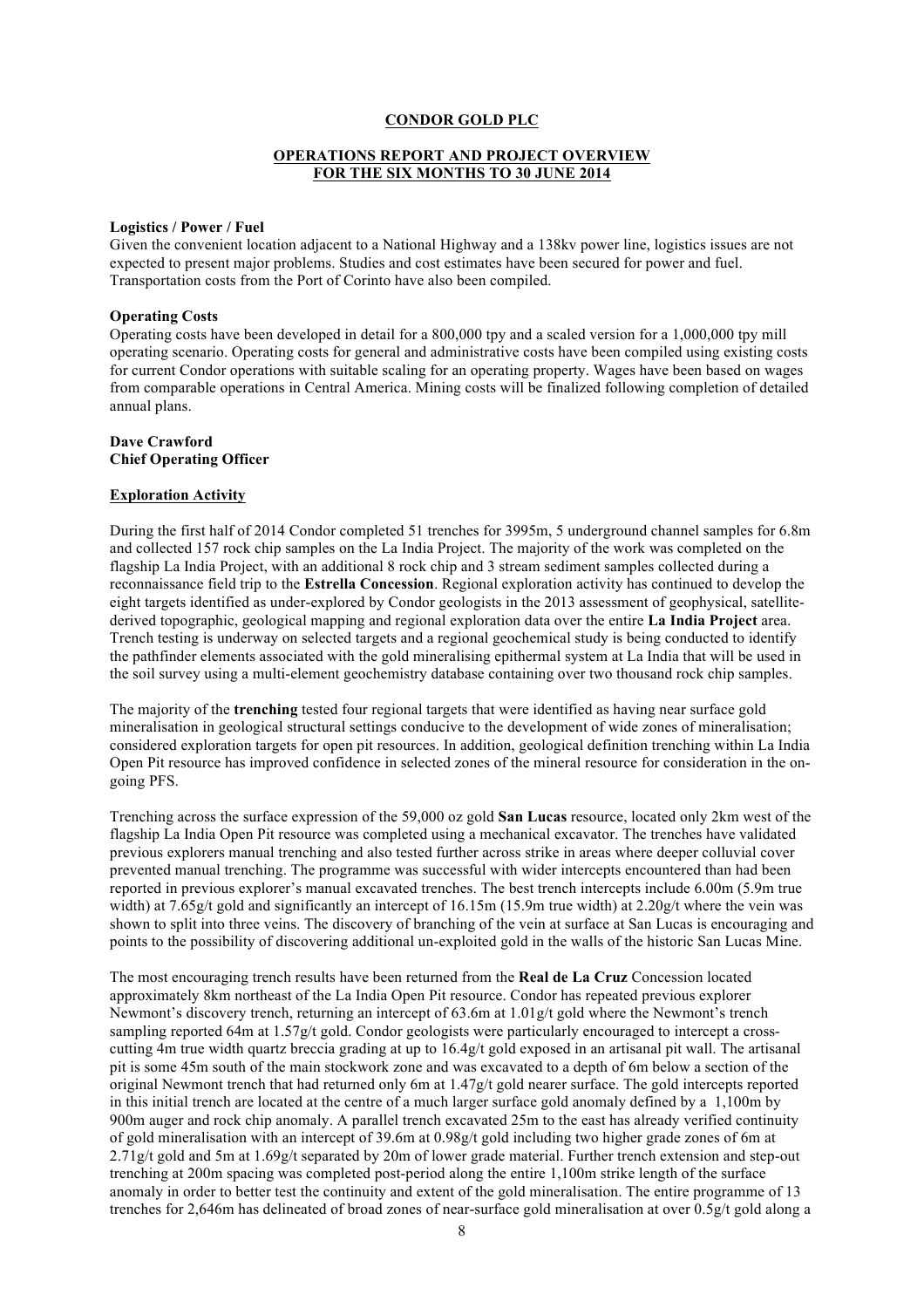**CONDOR GOLD PLC**

**OPERATIONS REPORT AND PROJECT OVERVIEW FOR THE SIX MONTHS TO 30 JUNE 2014**

**Logistics / Power / Fuel**

Given the convenient location adjacent to a National Highway and a 138kv power line, logistics issues are not expected to present major problems. Studies and cost estimates have been secured for power and fuel. Transportation costs from the Port of Corinto have also been compiled.

**Operating Costs**

Operating costs have been developed in detail for a 800,000 tpy and a scaled version for a 1,000,000 tpy mill operating scenario. Operating costs for general and administrative costs have been compiled using existing costs for current Condor operations with suitable scaling for an operating property. Wages have been based on wages from comparable operations in Central America. Mining costs will be finalized following completion of detailed annual plans.

**Dave Crawford**
**Chief Operating Officer**

**Exploration Activity**

During the first half of 2014 Condor completed 51 trenches for 3995m, 5 underground channel samples for 6.8m and collected 157 rock chip samples on the La India Project. The majority of the work was completed on the flagship La India Project, with an additional 8 rock chip and 3 stream sediment samples collected during a reconnaissance field trip to the **Estrella Concession**. Regional exploration activity has continued to develop the eight targets identified as under-explored by Condor geologists in the 2013 assessment of geophysical, satellite-derived topographic, geological mapping and regional exploration data over the entire **La India Project** area. Trench testing is underway on selected targets and a regional geochemical study is being conducted to identify the pathfinder elements associated with the gold mineralising epithermal system at La India that will be used in the soil survey using a multi-element geochemistry database containing over two thousand rock chip samples.

The majority of the **trenching** tested four regional targets that were identified as having near surface gold mineralisation in geological structural settings conducive to the development of wide zones of mineralisation; considered exploration targets for open pit resources. In addition, geological definition trenching within La India Open Pit resource has improved confidence in selected zones of the mineral resource for consideration in the on-going PFS.

Trenching across the surface expression of the 59,000 oz gold **San Lucas** resource, located only 2km west of the flagship La India Open Pit resource was completed using a mechanical excavator. The trenches have validated previous explorers manual trenching and also tested further across strike in areas where deeper colluvial cover prevented manual trenching. The programme was successful with wider intercepts encountered than had been reported in previous explorer's manual excavated trenches. The best trench intercepts include 6.00m (5.9m true width) at 7.65g/t gold and significantly an intercept of 16.15m (15.9m true width) at 2.20g/t where the vein was shown to split into three veins. The discovery of branching of the vein at surface at San Lucas is encouraging and points to the possibility of discovering additional un-exploited gold in the walls of the historic San Lucas Mine.

The most encouraging trench results have been returned from the **Real de La Cruz** Concession located approximately 8km northeast of the La India Open Pit resource. Condor has repeated previous explorer Newmont's discovery trench, returning an intercept of 63.6m at 1.01g/t gold where the Newmont's trench sampling reported 64m at 1.57g/t gold. Condor geologists were particularly encouraged to intercept a cross-cutting 4m true width quartz breccia grading at up to 16.4g/t gold exposed in an artisanal pit wall. The artisanal pit is some 45m south of the main stockwork zone and was excavated to a depth of 6m below a section of the original Newmont trench that had returned only 6m at 1.47g/t gold nearer surface. The gold intercepts reported in this initial trench are located at the centre of a much larger surface gold anomaly defined by a 1,100m by 900m auger and rock chip anomaly. A parallel trench excavated 25m to the east has already verified continuity of gold mineralisation with an intercept of 39.6m at 0.98g/t gold including two higher grade zones of 6m at 2.71g/t gold and 5m at 1.69g/t separated by 20m of lower grade material. Further trench extension and step-out trenching at 200m spacing was completed post-period along the entire 1,100m strike length of the surface anomaly in order to better test the continuity and extent of the gold mineralisation. The entire programme of 13 trenches for 2,646m has delineated of broad zones of near-surface gold mineralisation at over 0.5g/t gold along a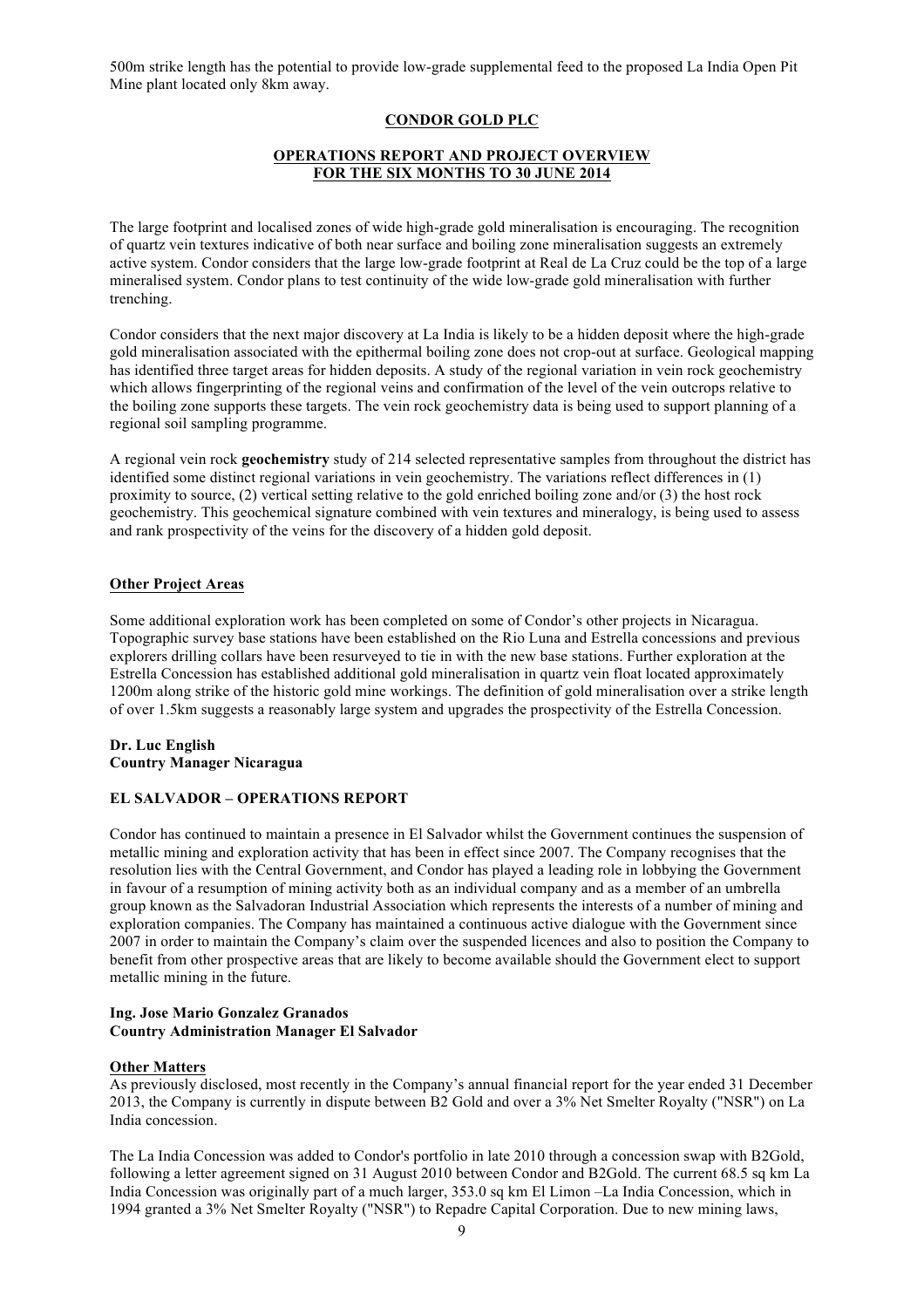500m strike length has the potential to provide low-grade supplemental feed to the proposed La India Open Pit Mine plant located only 8km away.

**CONDOR GOLD PLC**

**OPERATIONS REPORT AND PROJECT OVERVIEW FOR THE SIX MONTHS TO 30 JUNE 2014**

The large footprint and localised zones of wide high-grade gold mineralisation is encouraging. The recognition of quartz vein textures indicative of both near surface and boiling zone mineralisation suggests an extremely active system. Condor considers that the large low-grade footprint at Real de La Cruz could be the top of a large mineralised system. Condor plans to test continuity of the wide low-grade gold mineralisation with further trenching.

Condor considers that the next major discovery at La India is likely to be a hidden deposit where the high-grade gold mineralisation associated with the epithermal boiling zone does not crop-out at surface. Geological mapping has identified three target areas for hidden deposits. A study of the regional variation in vein rock geochemistry which allows fingerprinting of the regional veins and confirmation of the level of the vein outcrops relative to the boiling zone supports these targets. The vein rock geochemistry data is being used to support planning of a regional soil sampling programme.

A regional vein rock **geochemistry** study of 214 selected representative samples from throughout the district has identified some distinct regional variations in vein geochemistry. The variations reflect differences in (1) proximity to source, (2) vertical setting relative to the gold enriched boiling zone and/or (3) the host rock geochemistry. This geochemical signature combined with vein textures and mineralogy, is being used to assess and rank prospectivity of the veins for the discovery of a hidden gold deposit.

**Other Project Areas**

Some additional exploration work has been completed on some of Condor's other projects in Nicaragua. Topographic survey base stations have been established on the Rio Luna and Estrella concessions and previous explorers drilling collars have been resurveyed to tie in with the new base stations. Further exploration at the Estrella Concession has established additional gold mineralisation in quartz vein float located approximately 1200m along strike of the historic gold mine workings. The definition of gold mineralisation over a strike length of over 1.5km suggests a reasonably large system and upgrades the prospectivity of the Estrella Concession.

**Dr. Luc English**
**Country Manager Nicaragua**

**EL SALVADOR – OPERATIONS REPORT**

Condor has continued to maintain a presence in El Salvador whilst the Government continues the suspension of metallic mining and exploration activity that has been in effect since 2007. The Company recognises that the resolution lies with the Central Government, and Condor has played a leading role in lobbying the Government in favour of a resumption of mining activity both as an individual company and as a member of an umbrella group known as the Salvadoran Industrial Association which represents the interests of a number of mining and exploration companies. The Company has maintained a continuous active dialogue with the Government since 2007 in order to maintain the Company's claim over the suspended licences and also to position the Company to benefit from other prospective areas that are likely to become available should the Government elect to support metallic mining in the future.

**Ing. Jose Mario Gonzalez Granados**
**Country Administration Manager El Salvador**

**Other Matters**

As previously disclosed, most recently in the Company's annual financial report for the year ended 31 December 2013, the Company is currently in dispute between B2 Gold and over a 3% Net Smelter Royalty ("NSR") on La India concession.

The La India Concession was added to Condor's portfolio in late 2010 through a concession swap with B2Gold, following a letter agreement signed on 31 August 2010 between Condor and B2Gold. The current 68.5 sq km La India Concession was originally part of a much larger, 353.0 sq km El Limon –La India Concession, which in 1994 granted a 3% Net Smelter Royalty ("NSR") to Repadre Capital Corporation. Due to new mining laws,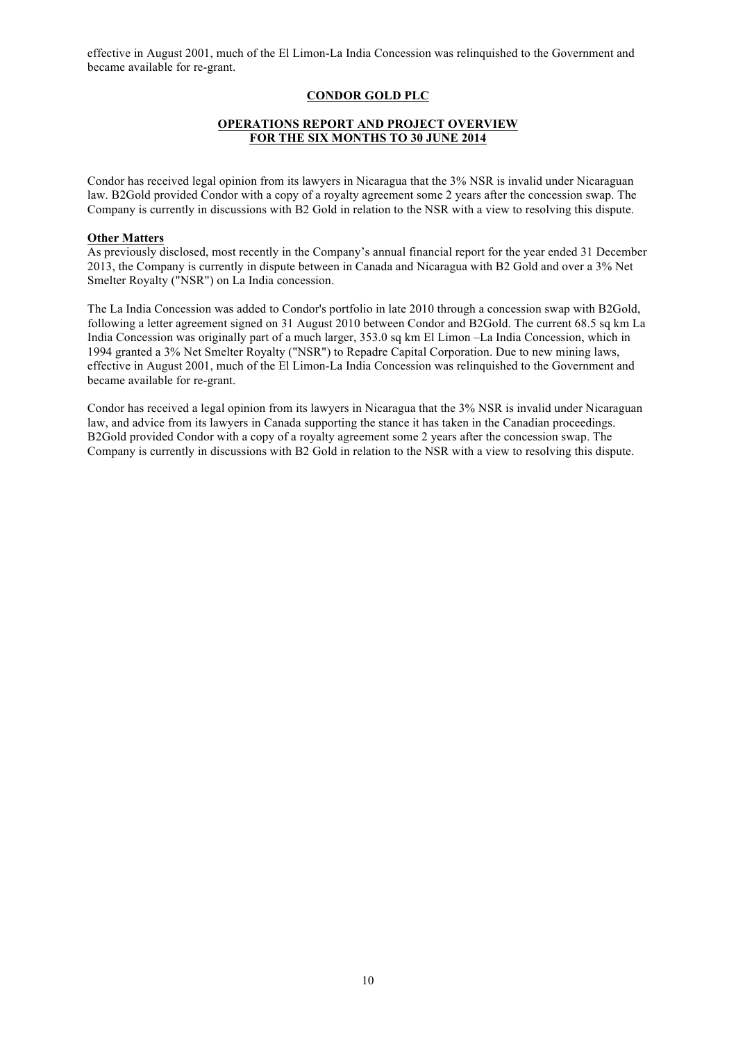effective in August 2001, much of the El Limon-La India Concession was relinquished to the Government and became available for re-grant.

**CONDOR GOLD PLC**

**OPERATIONS REPORT AND PROJECT OVERVIEW FOR THE SIX MONTHS TO 30 JUNE 2014**

Condor has received legal opinion from its lawyers in Nicaragua that the 3% NSR is invalid under Nicaraguan law. B2Gold provided Condor with a copy of a royalty agreement some 2 years after the concession swap. The Company is currently in discussions with B2 Gold in relation to the NSR with a view to resolving this dispute.

**Other Matters**

As previously disclosed, most recently in the Company's annual financial report for the year ended 31 December 2013, the Company is currently in dispute between in Canada and Nicaragua with B2 Gold and over a 3% Net Smelter Royalty ("NSR") on La India concession.

The La India Concession was added to Condor's portfolio in late 2010 through a concession swap with B2Gold, following a letter agreement signed on 31 August 2010 between Condor and B2Gold. The current 68.5 sq km La India Concession was originally part of a much larger, 353.0 sq km El Limon –La India Concession, which in 1994 granted a 3% Net Smelter Royalty ("NSR") to Repadre Capital Corporation. Due to new mining laws, effective in August 2001, much of the El Limon-La India Concession was relinquished to the Government and became available for re-grant.

Condor has received a legal opinion from its lawyers in Nicaragua that the 3% NSR is invalid under Nicaraguan law, and advice from its lawyers in Canada supporting the stance it has taken in the Canadian proceedings. B2Gold provided Condor with a copy of a royalty agreement some 2 years after the concession swap. The Company is currently in discussions with B2 Gold in relation to the NSR with a view to resolving this dispute.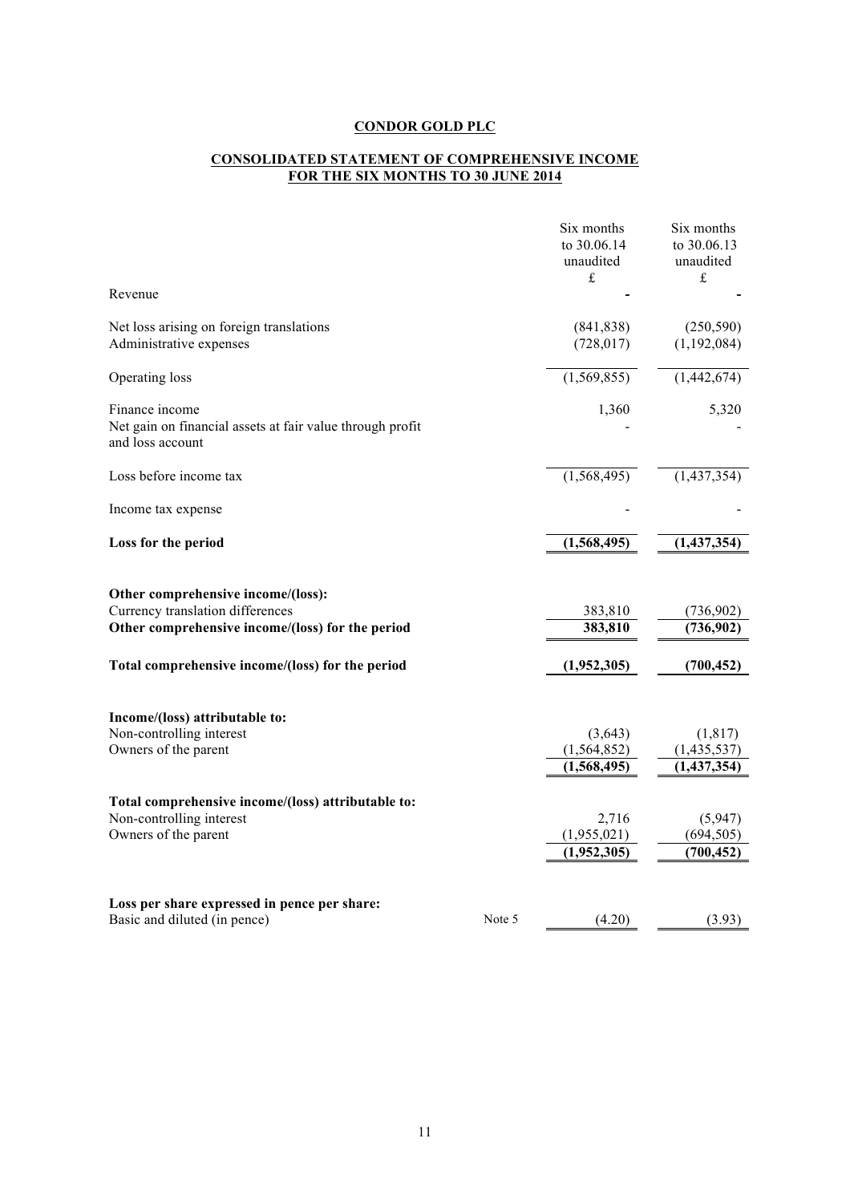# CONDOR GOLD PLC

## CONSOLIDATED STATEMENT OF COMPREHENSIVE INCOME FOR THE SIX MONTHS TO 30 JUNE 2014

| | | Six months to 30.06.14 unaudited £ | Six months to 30.06.13 unaudited £ |
|---|---|---|---|
| Revenue | | - | - |
| Net loss arising on foreign translations | | (841,838) | (250,590) |
| Administrative expenses | | (728,017) | (1,192,084) |
| Operating loss | | (1,569,855) | (1,442,674) |
| Finance income | | 1,360 | 5,320 |
| Net gain on financial assets at fair value through profit and loss account | | - | - |
| Loss before income tax | | (1,568,495) | (1,437,354) |
| Income tax expense | | - | - |
| **Loss for the period** | | **(1,568,495)** | **(1,437,354)** |
| **Other comprehensive income/(loss):** | | | |
| Currency translation differences | | 383,810 | (736,902) |
| **Other comprehensive income/(loss) for the period** | | **383,810** | **(736,902)** |
| **Total comprehensive income/(loss) for the period** | | **(1,952,305)** | **(700,452)** |
| **Income/(loss) attributable to:** | | | |
| Non-controlling interest | | (3,643) | (1,817) |
| Owners of the parent | | (1,564,852) | (1,435,537) |
| | | **(1,568,495)** | **(1,437,354)** |
| **Total comprehensive income/(loss) attributable to:** | | | |
| Non-controlling interest | | 2,716 | (5,947) |
| Owners of the parent | | (1,955,021) | (694,505) |
| | | **(1,952,305)** | **(700,452)** |
| **Loss per share expressed in pence per share:** | | | |
| Basic and diluted (in pence) | Note 5 | (4.20) | (3.93) |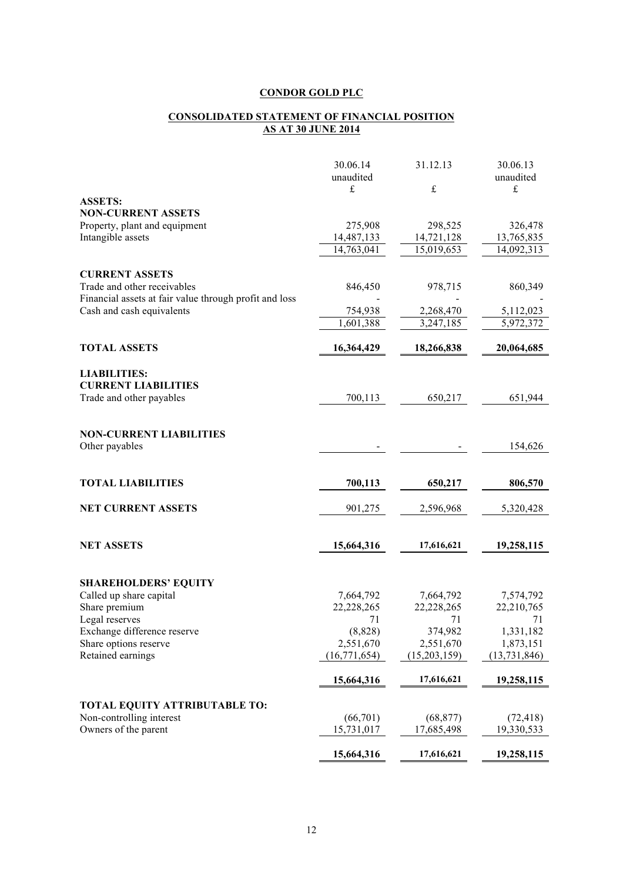**CONDOR GOLD PLC**

**CONSOLIDATED STATEMENT OF FINANCIAL POSITION AS AT 30 JUNE 2014**

| | 30.06.14 unaudited £ | 31.12.13 £ | 30.06.13 unaudited £ |
|---|---|---|---|
| **ASSETS:** | | | |
| **NON-CURRENT ASSETS** | | | |
| Property, plant and equipment | 275,908 | 298,525 | 326,478 |
| Intangible assets | 14,487,133 | 14,721,128 | 13,765,835 |
| | 14,763,041 | 15,019,653 | 14,092,313 |
| **CURRENT ASSETS** | | | |
| Trade and other receivables | 846,450 | 978,715 | 860,349 |
| Financial assets at fair value through profit and loss | - | - | - |
| Cash and cash equivalents | 754,938 | 2,268,470 | 5,112,023 |
| | 1,601,388 | 3,247,185 | 5,972,372 |
| **TOTAL ASSETS** | **16,364,429** | **18,266,838** | **20,064,685** |
| **LIABILITIES:** | | | |
| **CURRENT LIABILITIES** | | | |
| Trade and other payables | 700,113 | 650,217 | 651,944 |
| **NON-CURRENT LIABILITIES** | | | |
| Other payables | - | - | 154,626 |
| **TOTAL LIABILITIES** | **700,113** | **650,217** | **806,570** |
| **NET CURRENT ASSETS** | 901,275 | 2,596,968 | 5,320,428 |
| **NET ASSETS** | **15,664,316** | **17,616,621** | **19,258,115** |
| **SHAREHOLDERS' EQUITY** | | | |
| Called up share capital | 7,664,792 | 7,664,792 | 7,574,792 |
| Share premium | 22,228,265 | 22,228,265 | 22,210,765 |
| Legal reserves | 71 | 71 | 71 |
| Exchange difference reserve | (8,828) | 374,982 | 1,331,182 |
| Share options reserve | 2,551,670 | 2,551,670 | 1,873,151 |
| Retained earnings | (16,771,654) | (15,203,159) | (13,731,846) |
| | **15,664,316** | **17,616,621** | **19,258,115** |
| **TOTAL EQUITY ATTRIBUTABLE TO:** | | | |
| Non-controlling interest | (66,701) | (68,877) | (72,418) |
| Owners of the parent | 15,731,017 | 17,685,498 | 19,330,533 |
| | **15,664,316** | **17,616,621** | **19,258,115** |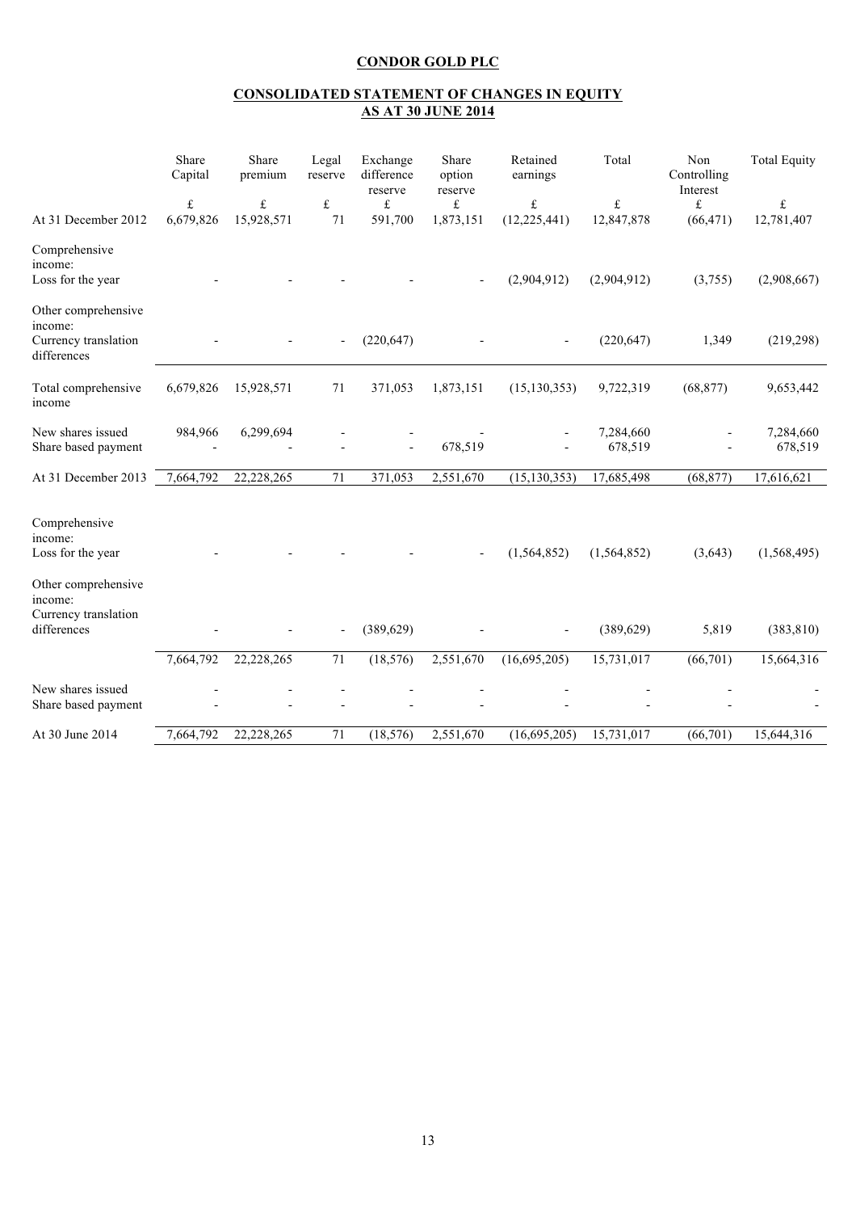**CONDOR GOLD PLC**

**CONSOLIDATED STATEMENT OF CHANGES IN EQUITY AS AT 30 JUNE 2014**

| | Share Capital | Share premium | Legal reserve | Exchange difference reserve | Share option reserve | Retained earnings | Total | Non Controlling Interest | Total Equity |
|---|---|---|---|---|---|---|---|---|---|
| | £ | £ | £ | £ | £ | £ | £ | £ | £ |
| At 31 December 2012 | 6,679,826 | 15,928,571 | 71 | 591,700 | 1,873,151 | (12,225,441) | 12,847,878 | (66,471) | 12,781,407 |
| Comprehensive income: | | | | | | | | | |
| Loss for the year | - | - | - | - | - | (2,904,912) | (2,904,912) | (3,755) | (2,908,667) |
| Other comprehensive income: | | | | | | | | | |
| Currency translation differences | - | - | - | (220,647) | - | - | (220,647) | 1,349 | (219,298) |
| Total comprehensive income | 6,679,826 | 15,928,571 | 71 | 371,053 | 1,873,151 | (15,130,353) | 9,722,319 | (68,877) | 9,653,442 |
| New shares issued | 984,966 | 6,299,694 | - | - | - | - | 7,284,660 | - | 7,284,660 |
| Share based payment | - | - | - | - | 678,519 | - | 678,519 | - | 678,519 |
| At 31 December 2013 | 7,664,792 | 22,228,265 | 71 | 371,053 | 2,551,670 | (15,130,353) | 17,685,498 | (68,877) | 17,616,621 |
| Comprehensive income: | | | | | | | | | |
| Loss for the year | - | - | - | - | - | (1,564,852) | (1,564,852) | (3,643) | (1,568,495) |
| Other comprehensive income: | | | | | | | | | |
| Currency translation differences | - | - | - | (389,629) | - | - | (389,629) | 5,819 | (383,810) |
| | 7,664,792 | 22,228,265 | 71 | (18,576) | 2,551,670 | (16,695,205) | 15,731,017 | (66,701) | 15,664,316 |
| New shares issued | - | - | - | - | - | - | - | - | - |
| Share based payment | - | - | - | - | - | - | - | - | - |
| At 30 June 2014 | 7,664,792 | 22,228,265 | 71 | (18,576) | 2,551,670 | (16,695,205) | 15,731,017 | (66,701) | 15,644,316 |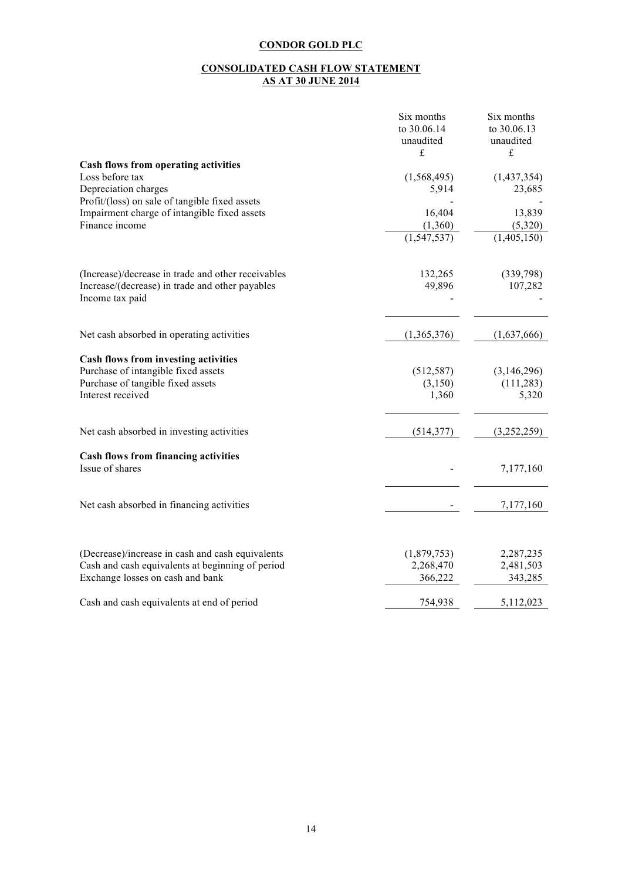**CONDOR GOLD PLC**

**CONSOLIDATED CASH FLOW STATEMENT**
**AS AT 30 JUNE 2014**

| | Six months to 30.06.14 unaudited £ | Six months to 30.06.13 unaudited £ |
|---|---|---|
| **Cash flows from operating activities** | | |
| Loss before tax | (1,568,495) | (1,437,354) |
| Depreciation charges | 5,914 | 23,685 |
| Profit/(loss) on sale of tangible fixed assets | - | - |
| Impairment charge of intangible fixed assets | 16,404 | 13,839 |
| Finance income | (1,360) | (5,320) |
| | (1,547,537) | (1,405,150) |
| (Increase)/decrease in trade and other receivables | 132,265 | (339,798) |
| Increase/(decrease) in trade and other payables | 49,896 | 107,282 |
| Income tax paid | - | - |
| Net cash absorbed in operating activities | (1,365,376) | (1,637,666) |
| **Cash flows from investing activities** | | |
| Purchase of intangible fixed assets | (512,587) | (3,146,296) |
| Purchase of tangible fixed assets | (3,150) | (111,283) |
| Interest received | 1,360 | 5,320 |
| Net cash absorbed in investing activities | (514,377) | (3,252,259) |
| **Cash flows from financing activities** | | |
| Issue of shares | - | 7,177,160 |
| Net cash absorbed in financing activities | - | 7,177,160 |
| (Decrease)/increase in cash and cash equivalents | (1,879,753) | 2,287,235 |
| Cash and cash equivalents at beginning of period | 2,268,470 | 2,481,503 |
| Exchange losses on cash and bank | 366,222 | 343,285 |
| Cash and cash equivalents at end of period | 754,938 | 5,112,023 |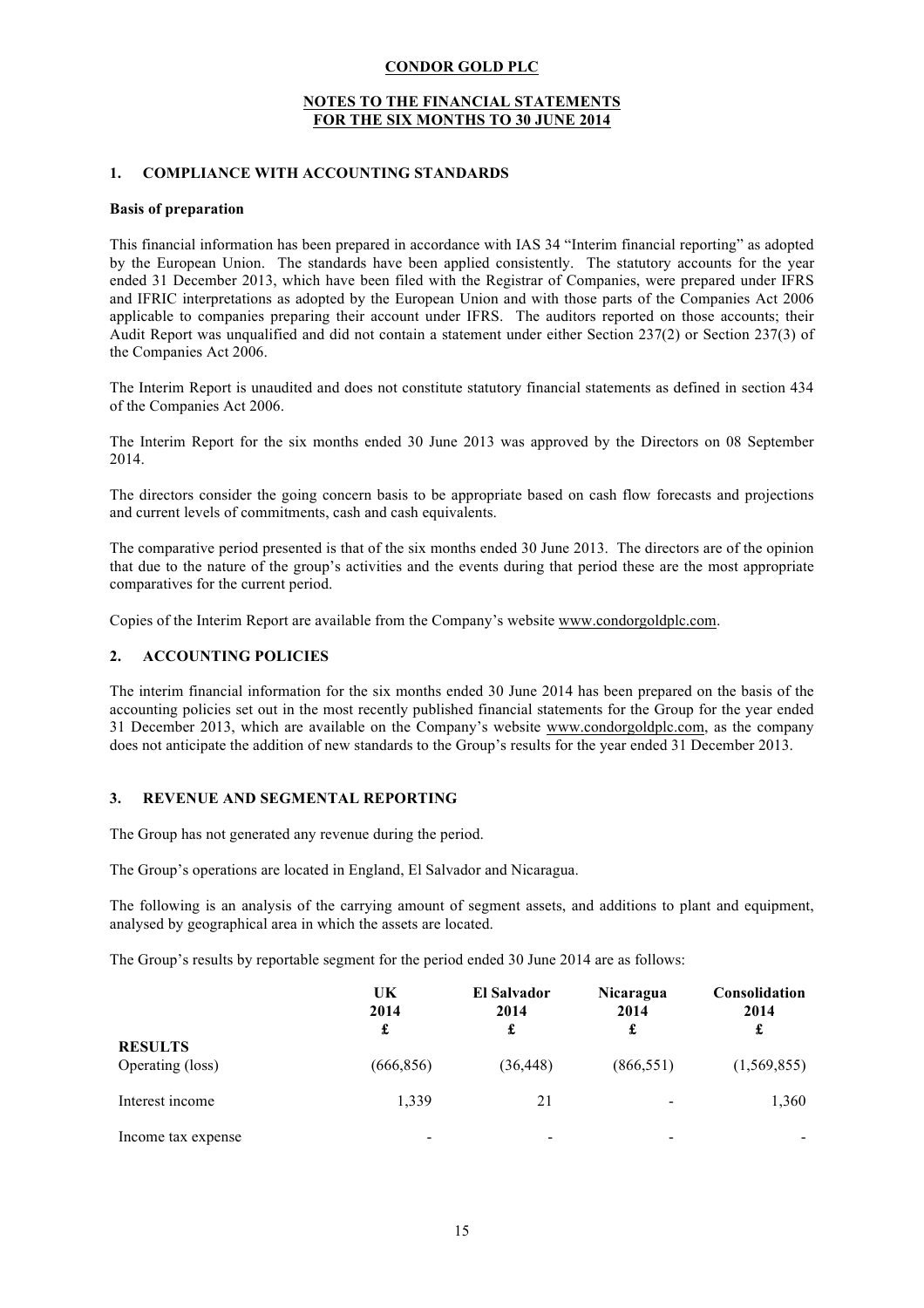**CONDOR GOLD PLC**

**NOTES TO THE FINANCIAL STATEMENTS**
**FOR THE SIX MONTHS TO 30 JUNE 2014**

## 1. COMPLIANCE WITH ACCOUNTING STANDARDS

**Basis of preparation**

This financial information has been prepared in accordance with IAS 34 "Interim financial reporting" as adopted by the European Union. The standards have been applied consistently. The statutory accounts for the year ended 31 December 2013, which have been filed with the Registrar of Companies, were prepared under IFRS and IFRIC interpretations as adopted by the European Union and with those parts of the Companies Act 2006 applicable to companies preparing their account under IFRS. The auditors reported on those accounts; their Audit Report was unqualified and did not contain a statement under either Section 237(2) or Section 237(3) of the Companies Act 2006.

The Interim Report is unaudited and does not constitute statutory financial statements as defined in section 434 of the Companies Act 2006.

The Interim Report for the six months ended 30 June 2013 was approved by the Directors on 08 September 2014.

The directors consider the going concern basis to be appropriate based on cash flow forecasts and projections and current levels of commitments, cash and cash equivalents.

The comparative period presented is that of the six months ended 30 June 2013. The directors are of the opinion that due to the nature of the group's activities and the events during that period these are the most appropriate comparatives for the current period.

Copies of the Interim Report are available from the Company's website www.condorgoldplc.com.

## 2. ACCOUNTING POLICIES

The interim financial information for the six months ended 30 June 2014 has been prepared on the basis of the accounting policies set out in the most recently published financial statements for the Group for the year ended 31 December 2013, which are available on the Company's website www.condorgoldplc.com, as the company does not anticipate the addition of new standards to the Group's results for the year ended 31 December 2013.

## 3. REVENUE AND SEGMENTAL REPORTING

The Group has not generated any revenue during the period.

The Group's operations are located in England, El Salvador and Nicaragua.

The following is an analysis of the carrying amount of segment assets, and additions to plant and equipment, analysed by geographical area in which the assets are located.

The Group's results by reportable segment for the period ended 30 June 2014 are as follows:

| | UK 2014 £ | El Salvador 2014 £ | Nicaragua 2014 £ | Consolidation 2014 £ |
|---|---|---|---|---|
| **RESULTS** | | | | |
| Operating (loss) | (666,856) | (36,448) | (866,551) | (1,569,855) |
| Interest income | 1,339 | 21 | - | 1,360 |
| Income tax expense | - | - | - | - |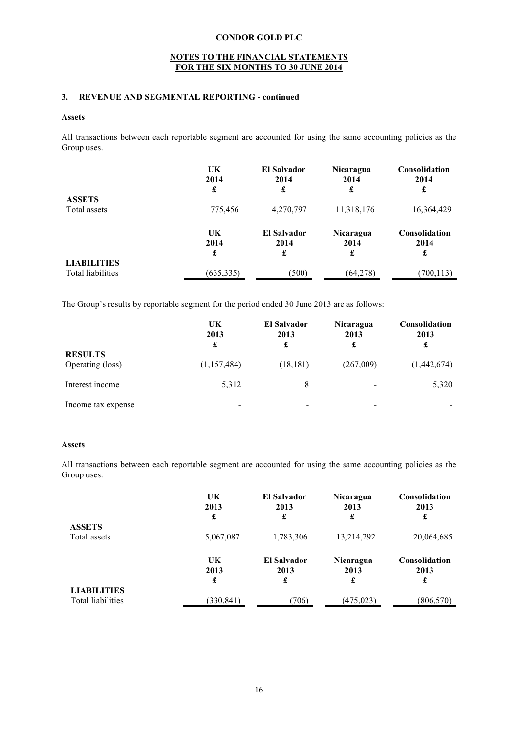**CONDOR GOLD PLC**

**NOTES TO THE FINANCIAL STATEMENTS**
**FOR THE SIX MONTHS TO 30 JUNE 2014**

### 3. REVENUE AND SEGMENTAL REPORTING - continued

**Assets**

All transactions between each reportable segment are accounted for using the same accounting policies as the Group uses.

| | UK 2014 £ | El Salvador 2014 £ | Nicaragua 2014 £ | Consolidation 2014 £ |
|---|---|---|---|---|
| **ASSETS** | | | | |
| Total assets | 775,456 | 4,270,797 | 11,318,176 | 16,364,429 |

| | UK 2014 £ | El Salvador 2014 £ | Nicaragua 2014 £ | Consolidation 2014 £ |
|---|---|---|---|---|
| **LIABILITIES** | | | | |
| Total liabilities | (635,335) | (500) | (64,278) | (700,113) |

The Group's results by reportable segment for the period ended 30 June 2013 are as follows:

| | UK 2013 £ | El Salvador 2013 £ | Nicaragua 2013 £ | Consolidation 2013 £ |
|---|---|---|---|---|
| **RESULTS** | | | | |
| Operating (loss) | (1,157,484) | (18,181) | (267,009) | (1,442,674) |
| Interest income | 5,312 | 8 | - | 5,320 |
| Income tax expense | - | - | - | - |

**Assets**

All transactions between each reportable segment are accounted for using the same accounting policies as the Group uses.

| | UK 2013 £ | El Salvador 2013 £ | Nicaragua 2013 £ | Consolidation 2013 £ |
|---|---|---|---|---|
| **ASSETS** | | | | |
| Total assets | 5,067,087 | 1,783,306 | 13,214,292 | 20,064,685 |

| | UK 2013 £ | El Salvador 2013 £ | Nicaragua 2013 £ | Consolidation 2013 £ |
|---|---|---|---|---|
| **LIABILITIES** | | | | |
| Total liabilities | (330,841) | (706) | (475,023) | (806,570) |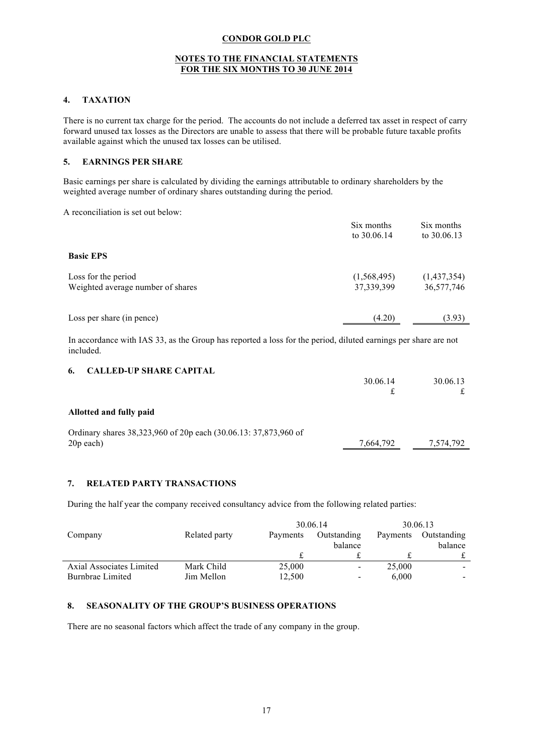**CONDOR GOLD PLC**

**NOTES TO THE FINANCIAL STATEMENTS**
**FOR THE SIX MONTHS TO 30 JUNE 2014**

## 4. TAXATION

There is no current tax charge for the period. The accounts do not include a deferred tax asset in respect of carry forward unused tax losses as the Directors are unable to assess that there will be probable future taxable profits available against which the unused tax losses can be utilised.

## 5. EARNINGS PER SHARE

Basic earnings per share is calculated by dividing the earnings attributable to ordinary shareholders by the weighted average number of ordinary shares outstanding during the period.

A reconciliation is set out below:

| | Six months to 30.06.14 | Six months to 30.06.13 |
|---|---|---|
| **Basic EPS** | | |
| Loss for the period | (1,568,495) | (1,437,354) |
| Weighted average number of shares | 37,339,399 | 36,577,746 |
| Loss per share (in pence) | (4.20) | (3.93) |

In accordance with IAS 33, as the Group has reported a loss for the period, diluted earnings per share are not included.

## 6. CALLED-UP SHARE CAPITAL

| | 30.06.14 £ | 30.06.13 £ |
|---|---|---|
| **Allotted and fully paid** | | |
| Ordinary shares 38,323,960 of 20p each (30.06.13: 37,873,960 of 20p each) | 7,664,792 | 7,574,792 |

## 7. RELATED PARTY TRANSACTIONS

During the half year the company received consultancy advice from the following related parties:

| Company | Related party | 30.06.14 Payments | 30.06.14 Outstanding balance | 30.06.13 Payments | 30.06.13 Outstanding balance |
|---|---|---|---|---|---|
| | | £ | £ | £ | £ |
| Axial Associates Limited | Mark Child | 25,000 | - | 25,000 | - |
| Burnbrae Limited | Jim Mellon | 12,500 | - | 6,000 | - |

## 8. SEASONALITY OF THE GROUP'S BUSINESS OPERATIONS

There are no seasonal factors which affect the trade of any company in the group.